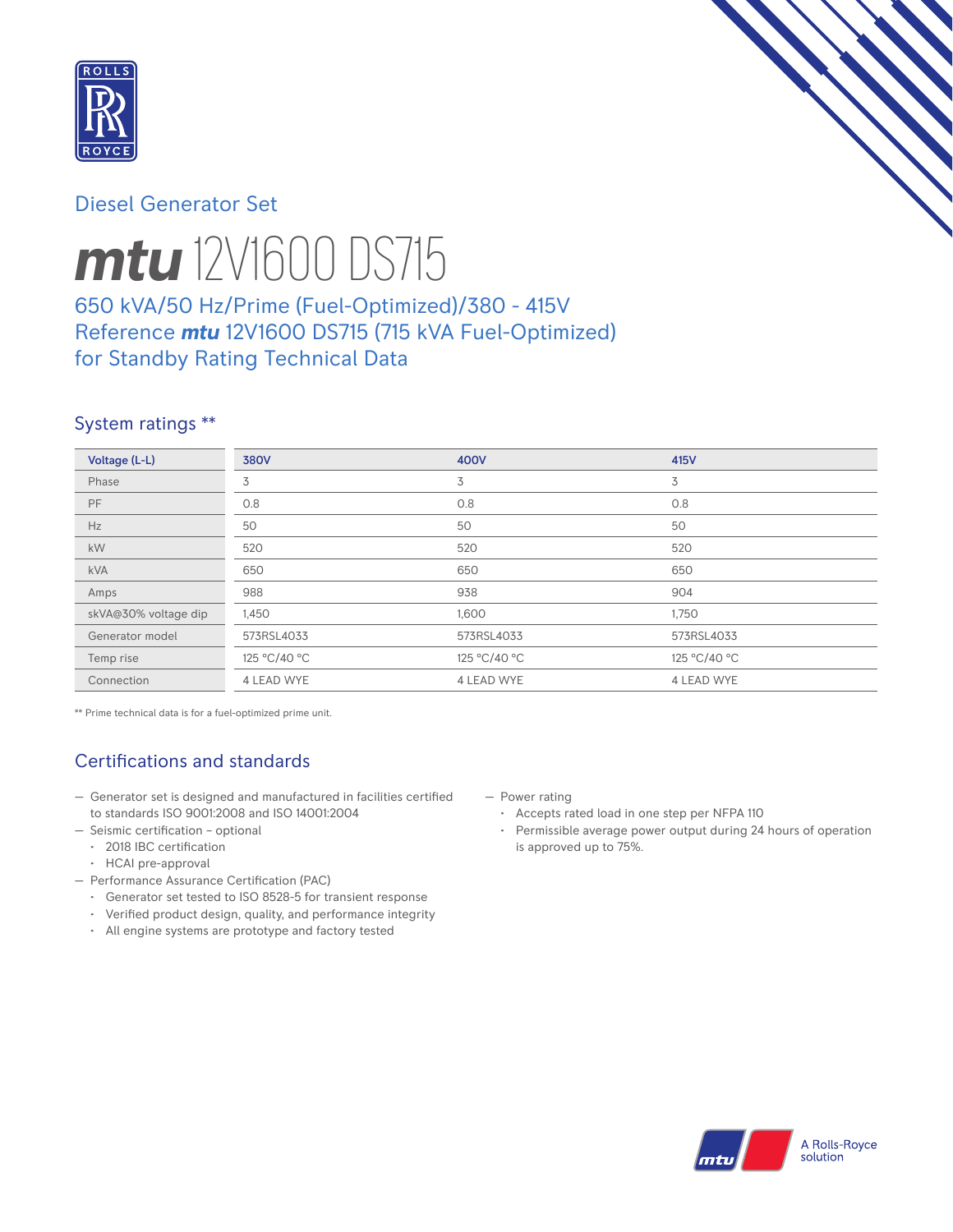Diesel Generator Set

# ***mtu*** 12V1600 DS715

## 650 kVA/50 Hz/Prime (Fuel-Optimized)/380 - 415V
## Reference ***mtu*** 12V1600 DS715 (715 kVA Fuel-Optimized) for Standby Rating Technical Data

### System ratings **

| Voltage (L-L) | 380V | 400V | 415V |
|---|---|---|---|
| Phase | 3 | 3 | 3 |
| PF | 0.8 | 0.8 | 0.8 |
| Hz | 50 | 50 | 50 |
| kW | 520 | 520 | 520 |
| kVA | 650 | 650 | 650 |
| Amps | 988 | 938 | 904 |
| skVA@30% voltage dip | 1,450 | 1,600 | 1,750 |
| Generator model | 573RSL4033 | 573RSL4033 | 573RSL4033 |
| Temp rise | 125 °C/40 °C | 125 °C/40 °C | 125 °C/40 °C |
| Connection | 4 LEAD WYE | 4 LEAD WYE | 4 LEAD WYE |

** Prime technical data is for a fuel-optimized prime unit.

### Certifications and standards

- Generator set is designed and manufactured in facilities certified to standards ISO 9001:2008 and ISO 14001:2004
- Seismic certification – optional
  - 2018 IBC certification
  - HCAI pre-approval
- Performance Assurance Certification (PAC)
  - Generator set tested to ISO 8528-5 for transient response
  - Verified product design, quality, and performance integrity
  - All engine systems are prototype and factory tested
- Power rating
  - Accepts rated load in one step per NFPA 110
  - Permissible average power output during 24 hours of operation is approved up to 75%.

A Rolls-Royce solution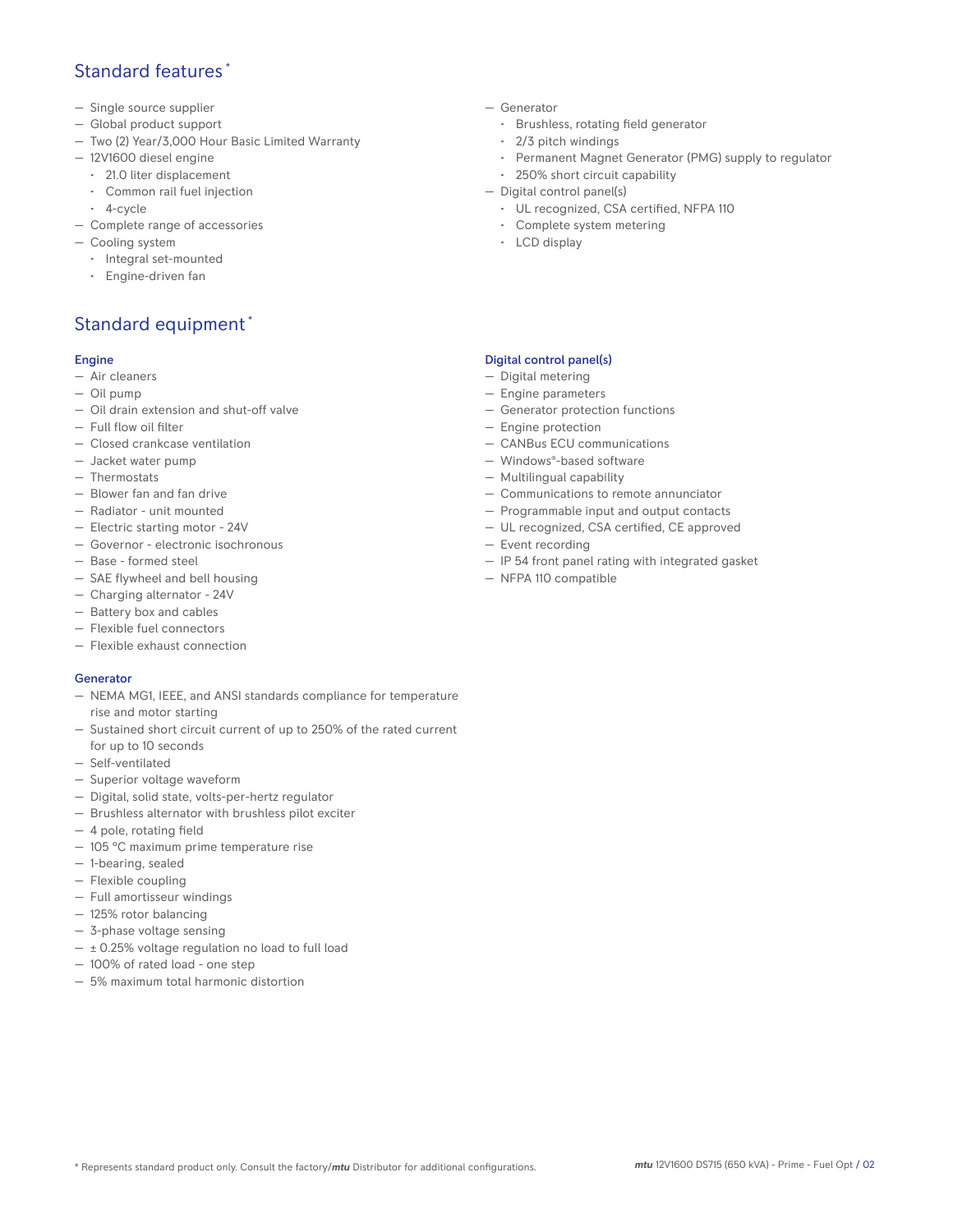## Standard features *

- Single source supplier
- Global product support
- Two (2) Year/3,000 Hour Basic Limited Warranty
- 12V1600 diesel engine
  - 21.0 liter displacement
  - Common rail fuel injection
  - 4-cycle
- Complete range of accessories
- Cooling system
  - Integral set-mounted
  - Engine-driven fan
- Generator
  - Brushless, rotating field generator
  - 2/3 pitch windings
  - Permanent Magnet Generator (PMG) supply to regulator
  - 250% short circuit capability
- Digital control panel(s)
  - UL recognized, CSA certified, NFPA 110
  - Complete system metering
  - LCD display

## Standard equipment *

### Engine

- Air cleaners
- Oil pump
- Oil drain extension and shut-off valve
- Full flow oil filter
- Closed crankcase ventilation
- Jacket water pump
- Thermostats
- Blower fan and fan drive
- Radiator - unit mounted
- Electric starting motor - 24V
- Governor - electronic isochronous
- Base - formed steel
- SAE flywheel and bell housing
- Charging alternator - 24V
- Battery box and cables
- Flexible fuel connectors
- Flexible exhaust connection

### Generator

- NEMA MG1, IEEE, and ANSI standards compliance for temperature rise and motor starting
- Sustained short circuit current of up to 250% of the rated current for up to 10 seconds
- Self-ventilated
- Superior voltage waveform
- Digital, solid state, volts-per-hertz regulator
- Brushless alternator with brushless pilot exciter
- 4 pole, rotating field
- 105 °C maximum prime temperature rise
- 1-bearing, sealed
- Flexible coupling
- Full amortisseur windings
- 125% rotor balancing
- 3-phase voltage sensing
- ± 0.25% voltage regulation no load to full load
- 100% of rated load - one step
- 5% maximum total harmonic distortion

### Digital control panel(s)

- Digital metering
- Engine parameters
- Generator protection functions
- Engine protection
- CANBus ECU communications
- Windows®-based software
- Multilingual capability
- Communications to remote annunciator
- Programmable input and output contacts
- UL recognized, CSA certified, CE approved
- Event recording
- IP 54 front panel rating with integrated gasket
- NFPA 110 compatible

* Represents standard product only. Consult the factory/*mtu* Distributor for additional configurations.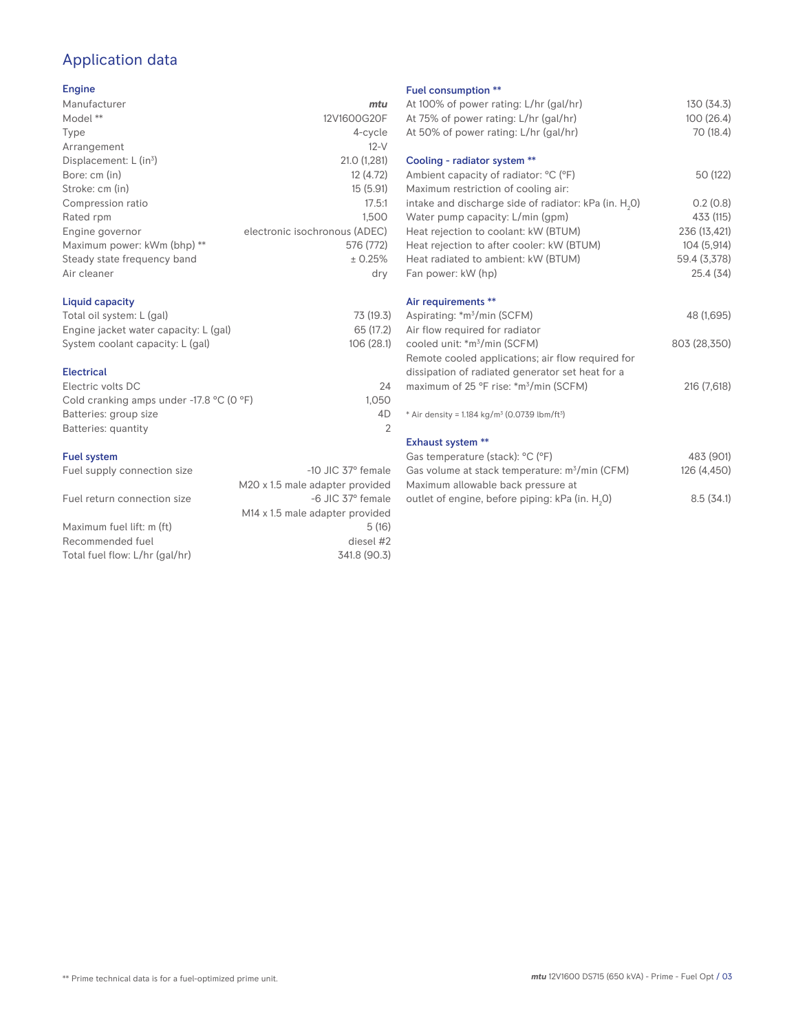# Application data

## Engine

| | |
|---|---|
| Manufacturer | *mtu* |
| Model ** | 12V1600G20F |
| Type | 4-cycle |
| Arrangement | 12-V |
| Displacement: L ($in^3$) | 21.0 (1,281) |
| Bore: cm (in) | 12 (4.72) |
| Stroke: cm (in) | 15 (5.91) |
| Compression ratio | 17.5:1 |
| Rated rpm | 1,500 |
| Engine governor | electronic isochronous (ADEC) |
| Maximum power: kWm (bhp) ** | 576 (772) |
| Steady state frequency band | ± 0.25% |
| Air cleaner | dry |

## Liquid capacity

| | |
|---|---|
| Total oil system: L (gal) | 73 (19.3) |
| Engine jacket water capacity: L (gal) | 65 (17.2) |
| System coolant capacity: L (gal) | 106 (28.1) |

## Electrical

| | |
|---|---|
| Electric volts DC | 24 |
| Cold cranking amps under -17.8 °C (0 °F) | 1,050 |
| Batteries: group size | 4D |
| Batteries: quantity | 2 |

## Fuel system

| | |
|---|---|
| Fuel supply connection size | -10 JIC 37° female<br>M20 x 1.5 male adapter provided |
| Fuel return connection size | -6 JIC 37° female<br>M14 x 1.5 male adapter provided |
| Maximum fuel lift: m (ft) | 5 (16) |
| Recommended fuel | diesel #2 |
| Total fuel flow: L/hr (gal/hr) | 341.8 (90.3) |

## Fuel consumption **

| | |
|---|---|
| At 100% of power rating: L/hr (gal/hr) | 130 (34.3) |
| At 75% of power rating: L/hr (gal/hr) | 100 (26.4) |
| At 50% of power rating: L/hr (gal/hr) | 70 (18.4) |

## Cooling - radiator system **

| | |
|---|---|
| Ambient capacity of radiator: °C (°F) | 50 (122) |
| Maximum restriction of cooling air: intake and discharge side of radiator: kPa (in. $H_2O$) | 0.2 (0.8) |
| Water pump capacity: L/min (gpm) | 433 (115) |
| Heat rejection to coolant: kW (BTUM) | 236 (13,421) |
| Heat rejection to after cooler: kW (BTUM) | 104 (5,914) |
| Heat radiated to ambient: kW (BTUM) | 59.4 (3,378) |
| Fan power: kW (hp) | 25.4 (34) |

## Air requirements **

| | |
|---|---|
| Aspirating: *$m^3$/min (SCFM) | 48 (1,695) |
| Air flow required for radiator cooled unit: *$m^3$/min (SCFM) | 803 (28,350) |
| Remote cooled applications; air flow required for dissipation of radiated generator set heat for a maximum of 25 °F rise: *$m^3$/min (SCFM) | 216 (7,618) |

* Air density = 1.184 kg/$m^3$ (0.0739 lbm/$ft^3$)

## Exhaust system **

| | |
|---|---|
| Gas temperature (stack): °C (°F) | 483 (901) |
| Gas volume at stack temperature: $m^3$/min (CFM) | 126 (4,450) |
| Maximum allowable back pressure at outlet of engine, before piping: kPa (in. $H_2O$) | 8.5 (34.1) |

** Prime technical data is for a fuel-optimized prime unit.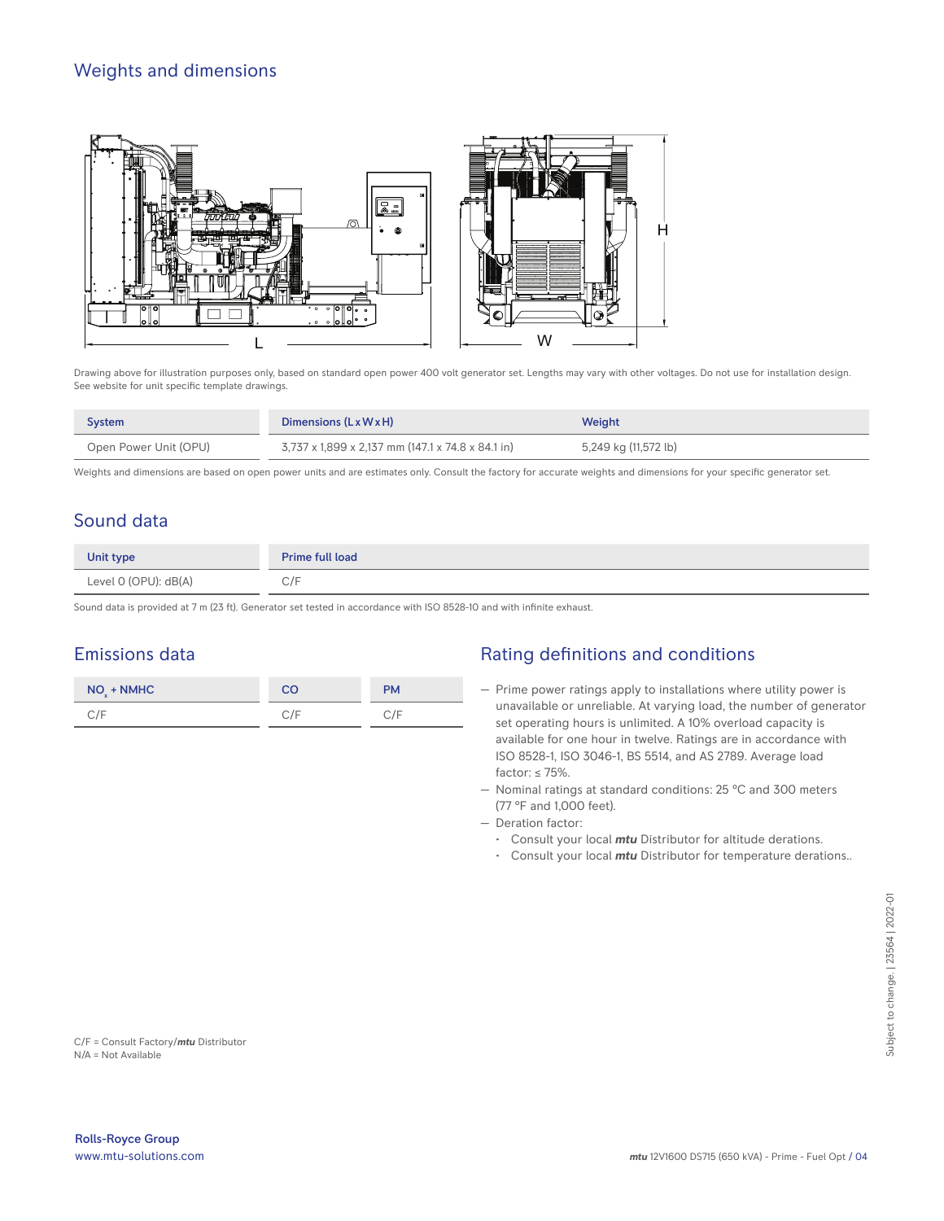## Weights and dimensions

L

W

H

Drawing above for illustration purposes only, based on standard open power 400 volt generator set. Lengths may vary with other voltages. Do not use for installation design. See website for unit specific template drawings.

| System | Dimensions (L x W x H) | Weight |
|---|---|---|
| Open Power Unit (OPU) | 3,737 x 1,899 x 2,137 mm (147.1 x 74.8 x 84.1 in) | 5,249 kg (11,572 lb) |

Weights and dimensions are based on open power units and are estimates only. Consult the factory for accurate weights and dimensions for your specific generator set.

## Sound data

| Unit type | Prime full load |
|---|---|
| Level 0 (OPU): dB(A) | C/F |

Sound data is provided at 7 m (23 ft). Generator set tested in accordance with ISO 8528-10 and with infinite exhaust.

## Emissions data

| $NO_x$ + NMHC | CO | PM |
|---|---|---|
| C/F | C/F | C/F |

## Rating definitions and conditions

- Prime power ratings apply to installations where utility power is unavailable or unreliable. At varying load, the number of generator set operating hours is unlimited. A 10% overload capacity is available for one hour in twelve. Ratings are in accordance with ISO 8528-1, ISO 3046-1, BS 5514, and AS 2789. Average load factor: ≤ 75%.
- Nominal ratings at standard conditions: 25 °C and 300 meters (77 °F and 1,000 feet).
- Deration factor:
  - Consult your local ***mtu*** Distributor for altitude derations.
  - Consult your local ***mtu*** Distributor for temperature derations..

Subject to change. | 23564 | 2022-01

C/F = Consult Factory/***mtu*** Distributor
N/A = Not Available

Rolls-Royce Group
www.mtu-solutions.com

***mtu*** 12V1600 DS715 (650 kVA) - Prime - Fuel Opt